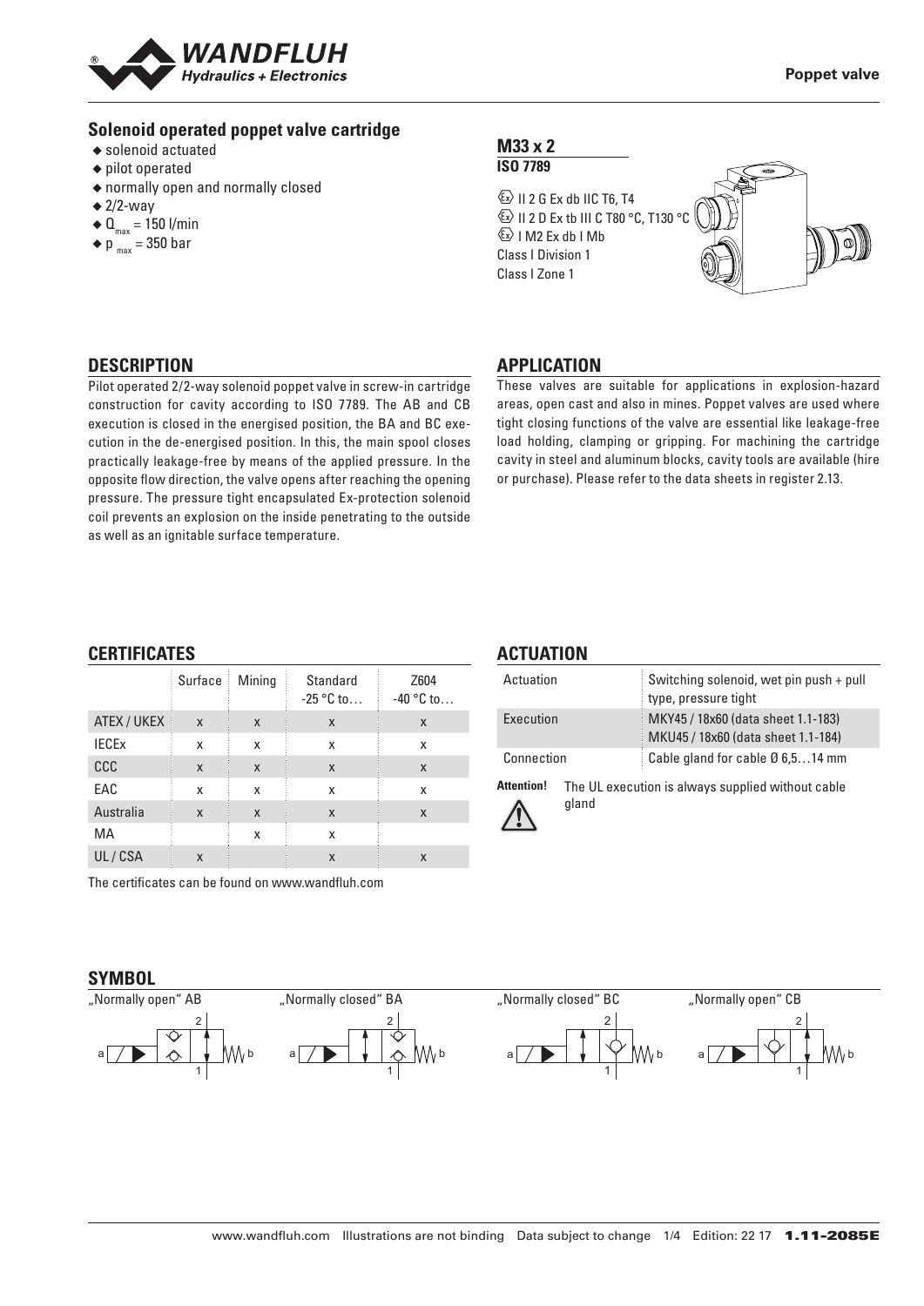**Poppet valve**

## Solenoid operated poppet valve cartridge

- solenoid actuated
- pilot operated
- normally open and normally closed
- 2/2-way
- $Q_{max}$ = 150 l/min
- $p_{max}$ = 350 bar

### M33 x 2

**ISO 7789**

Ex II 2 G Ex db IIC T6, T4
Ex II 2 D Ex tb III C T80 °C, T130 °C
Ex I M2 Ex db I Mb
Class I Division 1
Class I Zone 1

## DESCRIPTION

Pilot operated 2/2-way solenoid poppet valve in screw-in cartridge construction for cavity according to ISO 7789. The AB and CB execution is closed in the energised position, the BA and BC execution in the de-energised position. In this, the main spool closes practically leakage-free by means of the applied pressure. In the opposite flow direction, the valve opens after reaching the opening pressure. The pressure tight encapsulated Ex-protection solenoid coil prevents an explosion on the inside penetrating to the outside as well as an ignitable surface temperature.

## APPLICATION

These valves are suitable for applications in explosion-hazard areas, open cast and also in mines. Poppet valves are used where tight closing functions of the valve are essential like leakage-free load holding, clamping or gripping. For machining the cartridge cavity in steel and aluminum blocks, cavity tools are available (hire or purchase). Please refer to the data sheets in register 2.13.

## CERTIFICATES

| | Surface | Mining | Standard -25 °C to… | Z604 -40 °C to… |
|---|---|---|---|---|
| ATEX / UKEX | x | x | x | x |
| IECEx | x | x | x | x |
| CCC | x | x | x | x |
| EAC | x | x | x | x |
| Australia | x | x | x | x |
| MA | | x | x | |
| UL / CSA | x | | x | x |

The certificates can be found on www.wandfluh.com

## ACTUATION

| | |
|---|---|
| Actuation | Switching solenoid, wet pin push + pull type, pressure tight |
| Execution | MKY45 / 18x60 (data sheet 1.1-183) MKU45 / 18x60 (data sheet 1.1-184) |
| Connection | Cable gland for cable Ø 6,5…14 mm |

**Attention!** The UL execution is always supplied without cable gland

## SYMBOL

„Normally open" AB

„Normally closed" BA

„Normally closed" BC

„Normally open" CB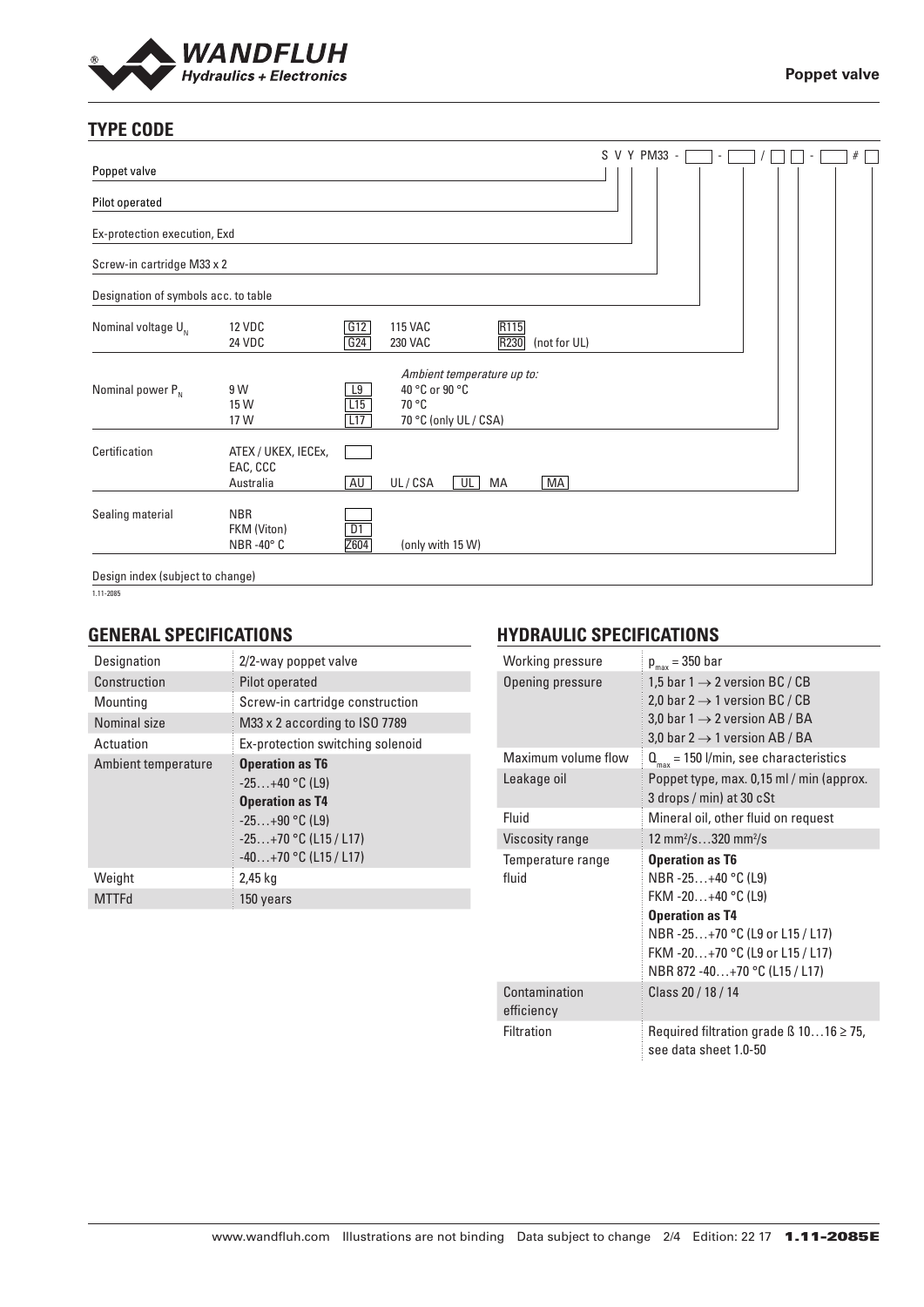## TYPE CODE

S V Y PM33 - [ ] - [ ] / [ ] [ ] - [ ] # [ ]

| | | | | | |
|---|---|---|---|---|---|
| Poppet valve | | | | | |
| Pilot operated | | | | | |
| Ex-protection execution, Exd | | | | | |
| Screw-in cartridge M33 x 2 | | | | | |
| Designation of symbols acc. to table | | | | | |
| Nominal voltage $U_N$ | 12 VDC | G12 | 115 VAC | R115 | |
| | 24 VDC | G24 | 230 VAC | R230 | (not for UL) |
| Nominal power $P_N$ | | | *Ambient temperature up to:* | | |
| | 9 W | L9 | 40 °C or 90 °C | | |
| | 15 W | L15 | 70 °C | | |
| | 17 W | L17 | 70 °C (only UL / CSA) | | |
| Certification | ATEX / UKEX, IECEx, EAC, CCC | | | | |
| | Australia | AU | UL / CSA UL | MA | MA |
| Sealing material | NBR | | | | |
| | FKM (Viton) | D1 | | | |
| | NBR -40° C | Z604 | (only with 15 W) | | |
| Design index (subject to change) | | | | | |

1.11-2085

## GENERAL SPECIFICATIONS

| | |
|---|---|
| Designation | 2/2-way poppet valve |
| Construction | Pilot operated |
| Mounting | Screw-in cartridge construction |
| Nominal size | M33 x 2 according to ISO 7789 |
| Actuation | Ex-protection switching solenoid |
| Ambient temperature | **Operation as T6**<br>-25…+40 °C (L9)<br>**Operation as T4**<br>-25…+90 °C (L9)<br>-25…+70 °C (L15 / L17)<br>-40…+70 °C (L15 / L17) |
| Weight | 2,45 kg |
| MTTFd | 150 years |

## HYDRAULIC SPECIFICATIONS

| | |
|---|---|
| Working pressure | $p_{max}$ = 350 bar |
| Opening pressure | 1,5 bar 1 → 2 version BC / CB<br>2,0 bar 2 → 1 version BC / CB<br>3,0 bar 1 → 2 version AB / BA<br>3,0 bar 2 → 1 version AB / BA |
| Maximum volume flow | $Q_{max}$ = 150 l/min, see characteristics |
| Leakage oil | Poppet type, max. 0,15 ml / min (approx. 3 drops / min) at 30 cSt |
| Fluid | Mineral oil, other fluid on request |
| Viscosity range | 12 mm²/s…320 mm²/s |
| Temperature range fluid | **Operation as T6**<br>NBR -25…+40 °C (L9)<br>FKM -20…+40 °C (L9)<br>**Operation as T4**<br>NBR -25…+70 °C (L9 or L15 / L17)<br>FKM -20…+70 °C (L9 or L15 / L17)<br>NBR 872 -40…+70 °C (L15 / L17) |
| Contamination efficiency | Class 20 / 18 / 14 |
| Filtration | Required filtration grade ß 10…16 ≥ 75, see data sheet 1.0-50 |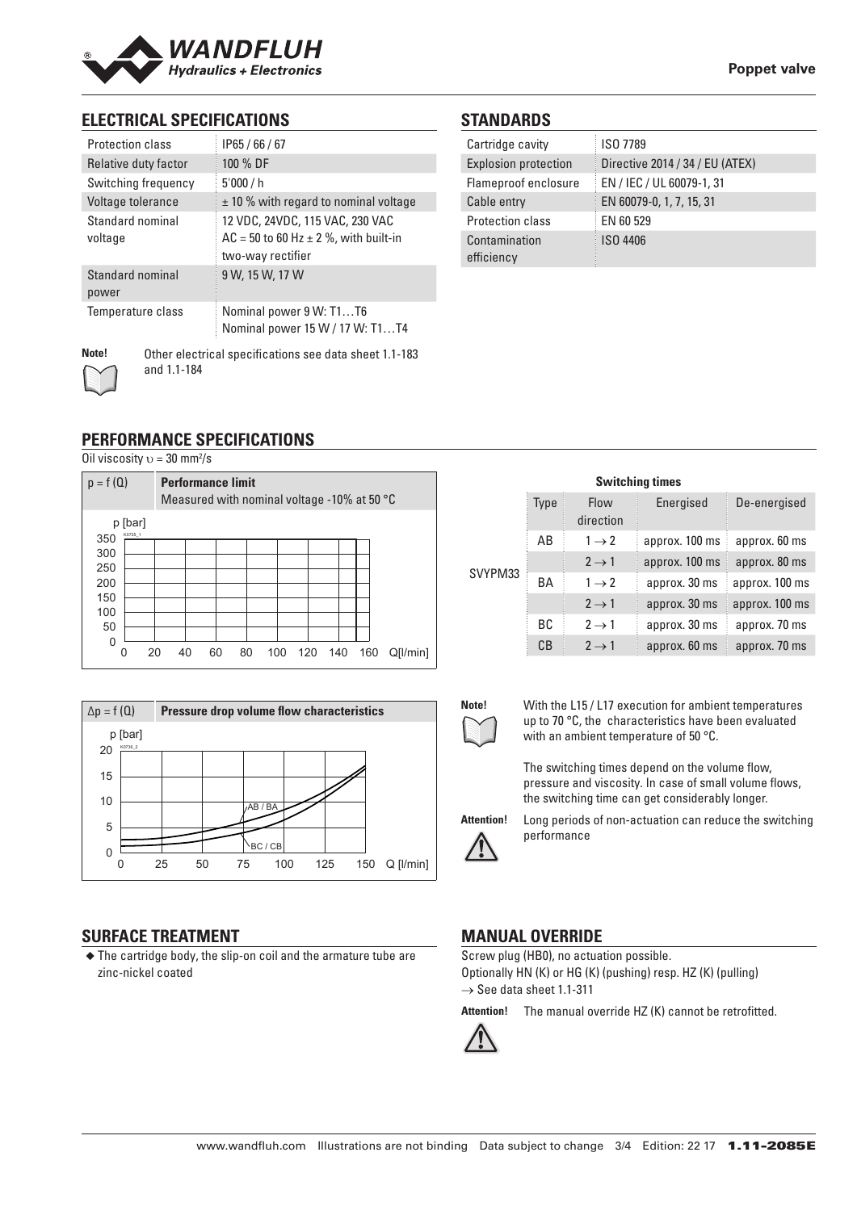## ELECTRICAL SPECIFICATIONS

| | |
|---|---|
| Protection class | IP65 / 66 / 67 |
| Relative duty factor | 100 % DF |
| Switching frequency | 5'000 / h |
| Voltage tolerance | ± 10 % with regard to nominal voltage |
| Standard nominal voltage | 12 VDC, 24VDC, 115 VAC, 230 VAC<br>AC = 50 to 60 Hz ± 2 %, with built-in two-way rectifier |
| Standard nominal power | 9 W, 15 W, 17 W |
| Temperature class | Nominal power 9 W: T1…T6<br>Nominal power 15 W / 17 W: T1…T4 |

**Note!** Other electrical specifications see data sheet 1.1-183 and 1.1-184

## STANDARDS

| | |
|---|---|
| Cartridge cavity | ISO 7789 |
| Explosion protection | Directive 2014 / 34 / EU (ATEX) |
| Flameproof enclosure | EN / IEC / UL 60079-1, 31 |
| Cable entry | EN 60079-0, 1, 7, 15, 31 |
| Protection class | EN 60 529 |
| Contamination efficiency | ISO 4406 |

## PERFORMANCE SPECIFICATIONS

Oil viscosity $\upsilon = 30$ mm²/s

**p = f (Q) — Performance limit**
Measured with nominal voltage -10% at 50 °C

**Δp = f (Q) — Pressure drop volume flow characteristics**

**Switching times**

| | Type | Flow direction | Energised | De-energised |
|---|---|---|---|---|
| SVYPM33 | AB | 1 → 2 | approx. 100 ms | approx. 60 ms |
| | | 2 → 1 | approx. 100 ms | approx. 80 ms |
| | BA | 1 → 2 | approx. 30 ms | approx. 100 ms |
| | | 2 → 1 | approx. 30 ms | approx. 100 ms |
| | BC | 2 → 1 | approx. 30 ms | approx. 70 ms |
| | CB | 2 → 1 | approx. 60 ms | approx. 70 ms |

**Note!** With the L15 / L17 execution for ambient temperatures up to 70 °C, the characteristics have been evaluated with an ambient temperature of 50 °C.

The switching times depend on the volume flow, pressure and viscosity. In case of small volume flows, the switching time can get considerably longer.

**Attention!** Long periods of non-actuation can reduce the switching performance

## SURFACE TREATMENT

- The cartridge body, the slip-on coil and the armature tube are zinc-nickel coated

## MANUAL OVERRIDE

Screw plug (HB0), no actuation possible.
Optionally HN (K) or HG (K) (pushing) resp. HZ (K) (pulling)
→ See data sheet 1.1-311

**Attention!** The manual override HZ (K) cannot be retrofitted.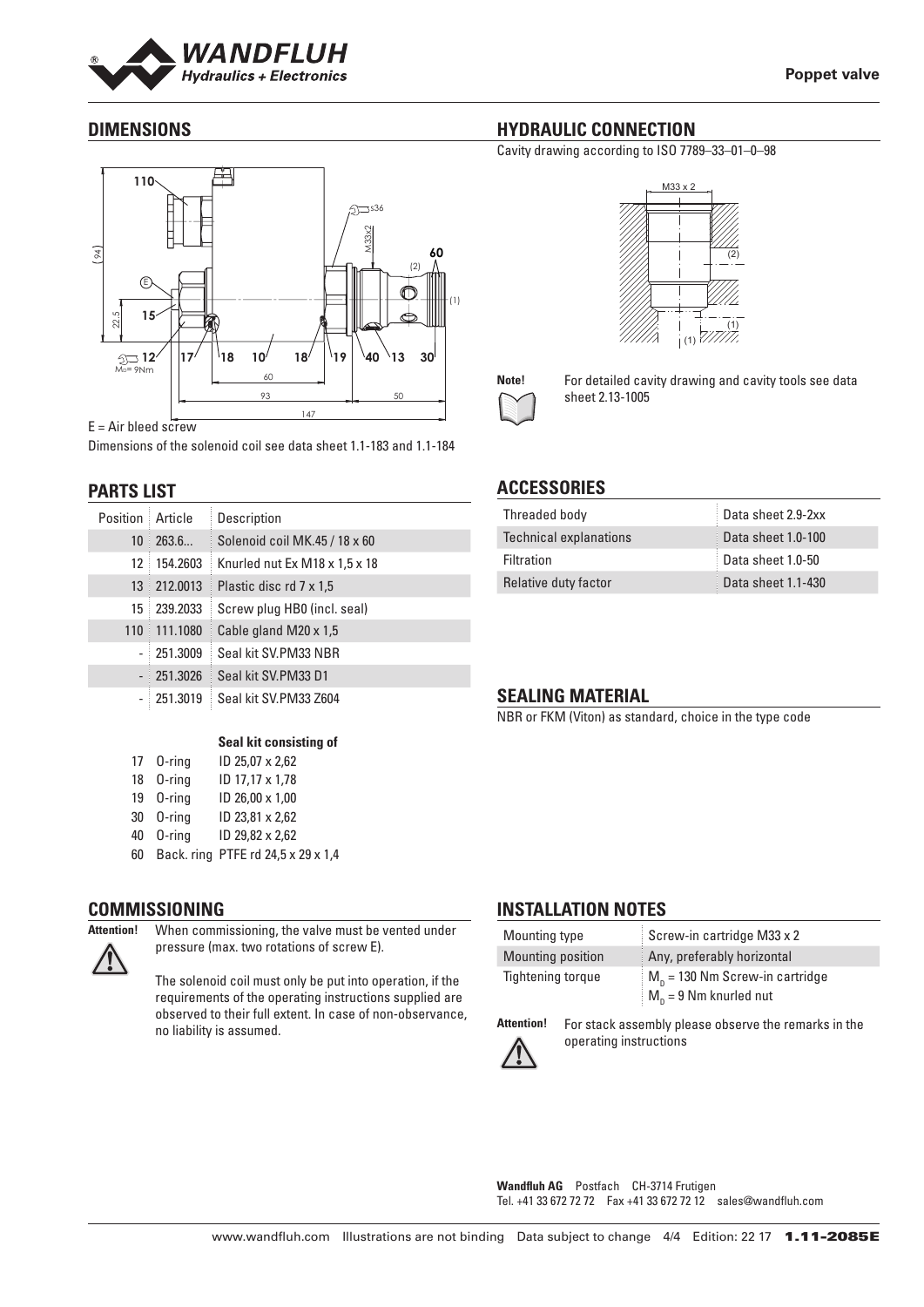## DIMENSIONS

110
(94)
E
15
22,5
s36
M33x2
60
(2)
(1)
12
$M_D$= 9Nm
17
18
10
18
19
40
13
30
60
93
50
147

E = Air bleed screw

Dimensions of the solenoid coil see data sheet 1.1-183 and 1.1-184

## HYDRAULIC CONNECTION

Cavity drawing according to ISO 7789–33–01–0–98

M33 x 2
(2)
(1)
(1)

**Note!** For detailed cavity drawing and cavity tools see data sheet 2.13-1005

## PARTS LIST

| Position | Article | Description |
|---|---|---|
| 10 | 263.6... | Solenoid coil MK.45 / 18 x 60 |
| 12 | 154.2603 | Knurled nut Ex M18 x 1,5 x 18 |
| 13 | 212.0013 | Plastic disc rd 7 x 1,5 |
| 15 | 239.2033 | Screw plug HB0 (incl. seal) |
| 110 | 111.1080 | Cable gland M20 x 1,5 |
| - | 251.3009 | Seal kit SV.PM33 NBR |
| - | 251.3026 | Seal kit SV.PM33 D1 |
| - | 251.3019 | Seal kit SV.PM33 Z604 |

**Seal kit consisting of**

| | | |
|---|---|---|
| 17 | O-ring | ID 25,07 x 2,62 |
| 18 | O-ring | ID 17,17 x 1,78 |
| 19 | O-ring | ID 26,00 x 1,00 |
| 30 | O-ring | ID 23,81 x 2,62 |
| 40 | O-ring | ID 29,82 x 2,62 |
| 60 | Back. ring | PTFE rd 24,5 x 29 x 1,4 |

## ACCESSORIES

| | |
|---|---|
| Threaded body | Data sheet 2.9-2xx |
| Technical explanations | Data sheet 1.0-100 |
| Filtration | Data sheet 1.0-50 |
| Relative duty factor | Data sheet 1.1-430 |

## SEALING MATERIAL

NBR or FKM (Viton) as standard, choice in the type code

## COMMISSIONING

**Attention!** When commissioning, the valve must be vented under pressure (max. two rotations of screw E).

The solenoid coil must only be put into operation, if the requirements of the operating instructions supplied are observed to their full extent. In case of non-observance, no liability is assumed.

## INSTALLATION NOTES

| | |
|---|---|
| Mounting type | Screw-in cartridge M33 x 2 |
| Mounting position | Any, preferably horizontal |
| Tightening torque | $M_D$ = 130 Nm Screw-in cartridge<br>$M_D$ = 9 Nm knurled nut |

**Attention!** For stack assembly please observe the remarks in the operating instructions

**Wandfluh AG** Postfach CH-3714 Frutigen
Tel. +41 33 672 72 72 Fax +41 33 672 72 12 sales@wandfluh.com